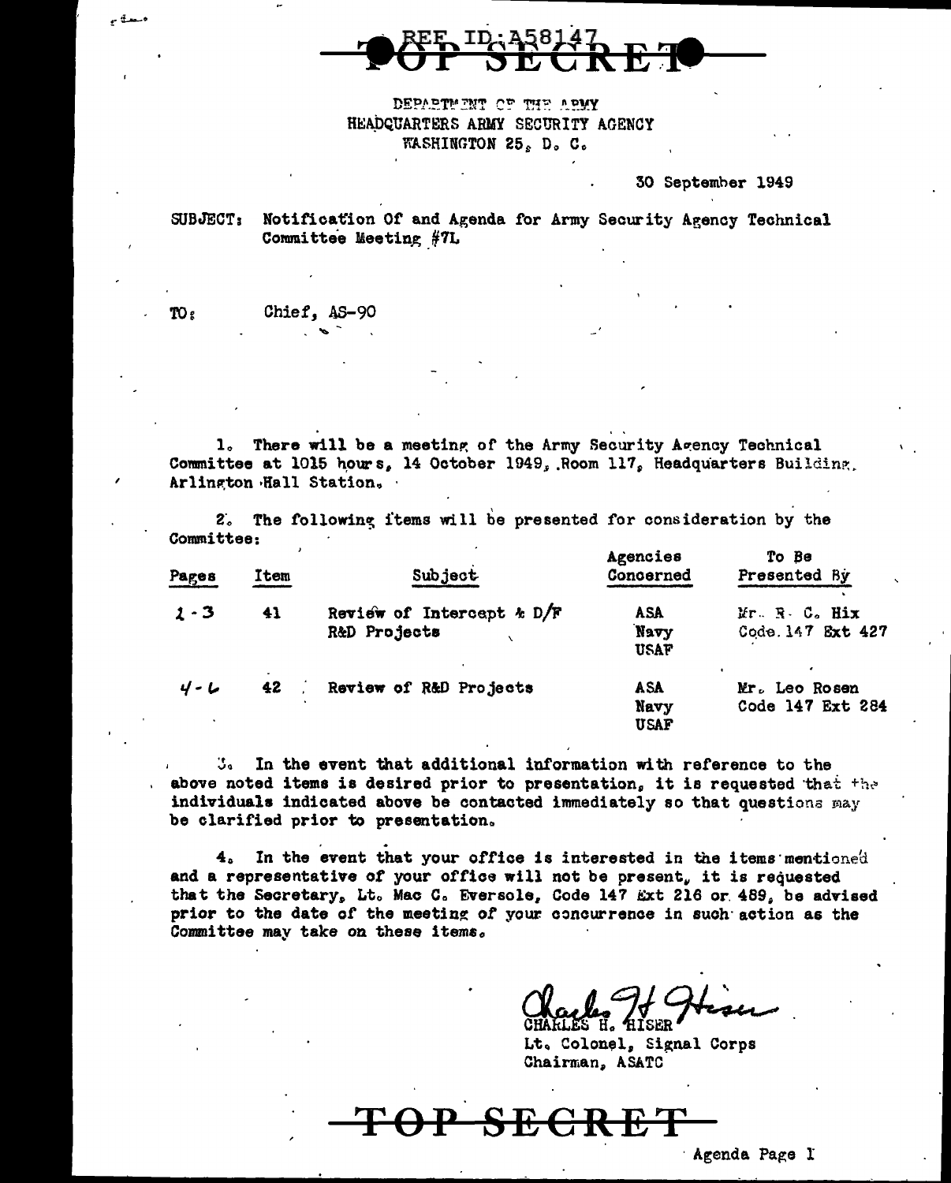REF ID:A58147

**TOP SECRET**

DEPARTMENT OF THE ARMY
HEADQUARTERS ARMY SECURITY AGENCY
WASHINGTON 25, D. C.

30 September 1949

SUBJECT: Notification Of and Agenda for Army Security Agency Technical Committee Meeting #7L

TO: Chief, AS-90

1. There will be a meeting of the Army Security Agency Technical Committee at 1015 hours, 14 October 1949, Room 117, Headquarters Building, Arlington Hall Station.

2. The following items will be presented for consideration by the Committee:

| Pages | Item | Subject | Agencies Concerned | To Be Presented By |
|---|---|---|---|---|
| 1-3 | 41 | Review of Intercept & D/F R&D Projects | ASA Navy USAF | Mr. R. C. Hix Code 147 Ext 427 |
| 4-6 | 42 | Review of R&D Projects | ASA Navy USAF | Mr. Leo Rosen Code 147 Ext 284 |

3. In the event that additional information with reference to the above noted items is desired prior to presentation, it is requested that the individuals indicated above be contacted immediately so that questions may be clarified prior to presentation.

4. In the event that your office is interested in the items mentioned and a representative of your office will not be present, it is requested that the Secretary, Lt. Mac C. Eversole, Code 147 Ext 216 or 489, be advised prior to the date of the meeting of your concurrence in such action as the Committee may take on these items.

Charles H. Hiser
CHARLES H. HISER
Lt. Colonel, Signal Corps
Chairman, ASATC

**TOP SECRET**

Agenda Page I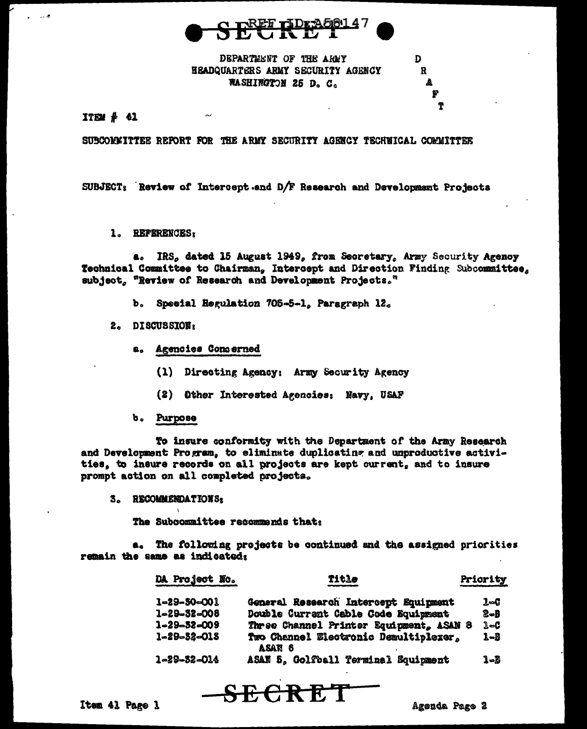SECRET

DEPARTMENT OF THE ARMY
HEADQUARTERS ARMY SECURITY AGENCY
WASHINGTON 25 D. C.

DRAFT

ITEM # 41

SUBCOMMITTEE REPORT FOR THE ARMY SECURITY AGENCY TECHNICAL COMMITTEE

SUBJECT: Review of Intercept and D/F Research and Development Projects

1. REFERENCES:

a. IRS, dated 15 August 1949, from Secretary, Army Security Agency Technical Committee to Chairman, Intercept and Direction Finding Subcommittee, subject, "Review of Research and Development Projects."

b. Special Regulation 705-5-1, Paragraph 12.

2. DISCUSSION:

a. Agencies Concerned

(1) Directing Agency: Army Security Agency

(2) Other Interested Agencies: Navy, USAF

b. Purpose

To insure conformity with the Department of the Army Research and Development Program, to eliminate duplicating and unproductive activities, to insure records on all projects are kept current, and to insure prompt action on all completed projects.

3. RECOMMENDATIONS:

The Subcommittee recommends that:

a. The following projects be continued and the assigned priorities remain the same as indicated:

| DA Project No. | Title | Priority |
|---|---|---|
| 1-29-30-001 | General Research Intercept Equipment | 1-C |
| 1-29-32-008 | Double Current Cable Code Equipment | 2-B |
| 1-29-32-009 | Three Channel Printer Equipment, ASAN 8 | 1-C |
| 1-29-32-013 | Two Channel Electronic Demultiplexer, ASAN 6 | 1-B |
| 1-29-32-014 | ASAN 5, Golfball Terminal Equipment | 1-B |

SECRET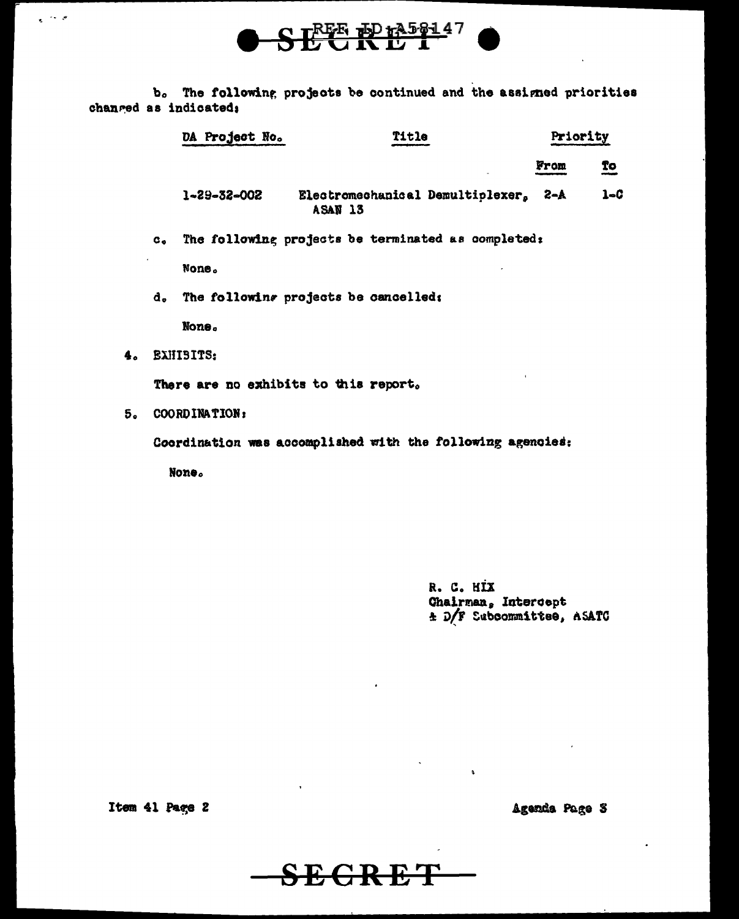b. The following projects be continued and the assigned priorities changed as indicated;

| DA Project No. | Title | Priority | |
|---|---|---|---|
| | | From | To |
| 1-29-32-002 | Electromechanical Demultiplexer, ASAN 13 | 2-A | 1-C |

c. The following projects be terminated as completed:

None.

d. The following projects be cancelled:

None.

4. EXHIBITS:

There are no exhibits to this report.

5. COORDINATION:

Coordination was accomplished with the following agencies:

None.

R. C. HIX
Chairman, Intercept
& D/F Subcommittee, ASATC

Item 41 Page 2

Agenda Page 3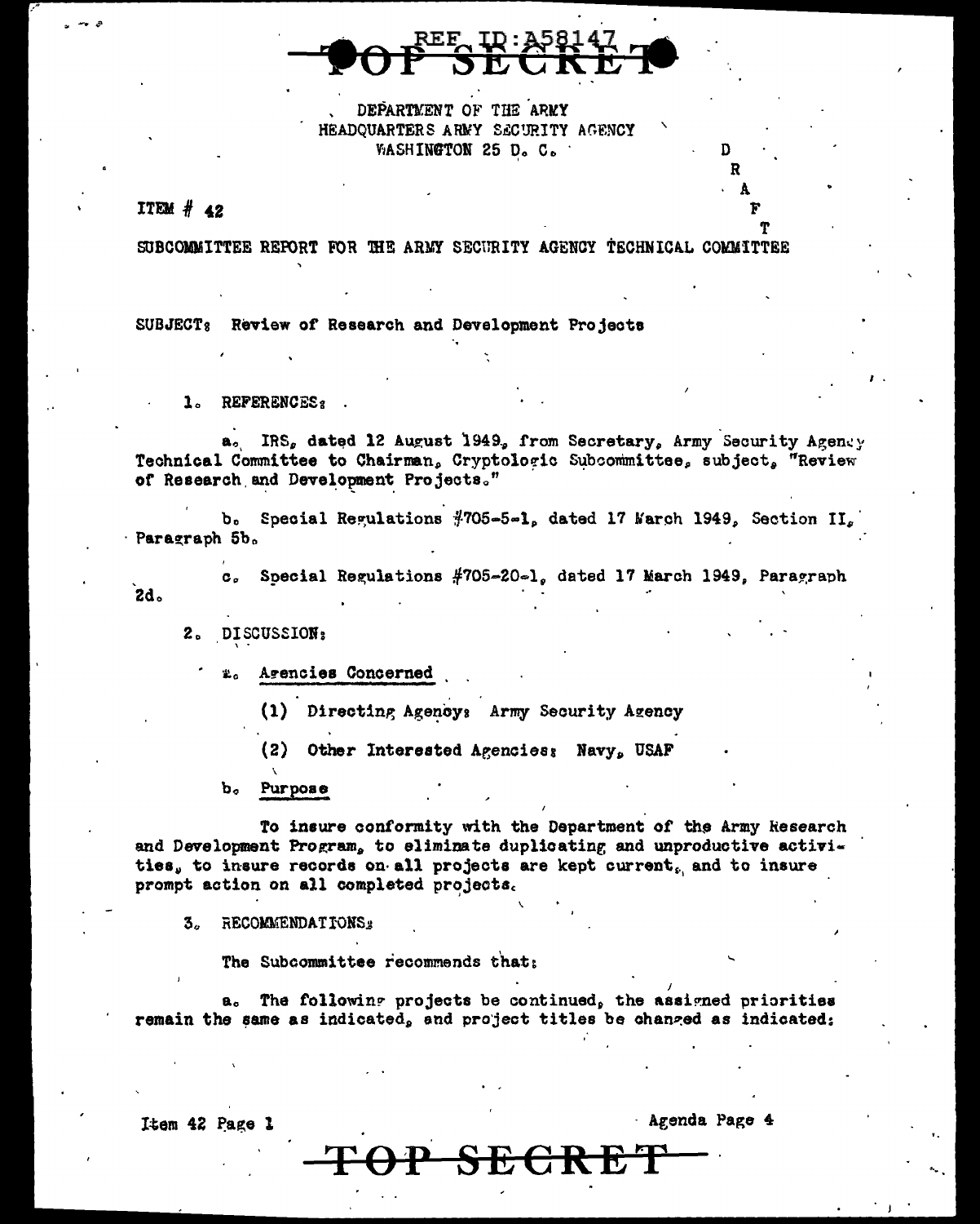TOP SECRET

DEPARTMENT OF THE ARMY
HEADQUARTERS ARMY SECURITY AGENCY
WASHINGTON 25 D. C.

DRAFT

ITEM # 42

SUBCOMMITTEE REPORT FOR THE ARMY SECURITY AGENCY TECHNICAL COMMITTEE

SUBJECT: Review of Research and Development Projects

1. REFERENCES:

a. IRS, dated 12 August 1949, from Secretary, Army Security Agency Technical Committee to Chairman, Cryptologic Subcommittee, subject, "Review of Research and Development Projects."

b. Special Regulations #705-5-1, dated 17 March 1949, Section II, Paragraph 5b.

c. Special Regulations #705-20-1, dated 17 March 1949, Paragraph 2d.

2. DISCUSSION:

a. Agencies Concerned

(1) Directing Agency: Army Security Agency

(2) Other Interested Agencies: Navy, USAF

b. Purpose

To insure conformity with the Department of the Army Research and Development Program, to eliminate duplicating and unproductive activities, to insure records on all projects are kept current, and to insure prompt action on all completed projects.

3. RECOMMENDATIONS:

The Subcommittee recommends that:

a. The following projects be continued, the assigned priorities remain the same as indicated, and project titles be changed as indicated:

Item 42 Page 1

Agenda Page 4

TOP SECRET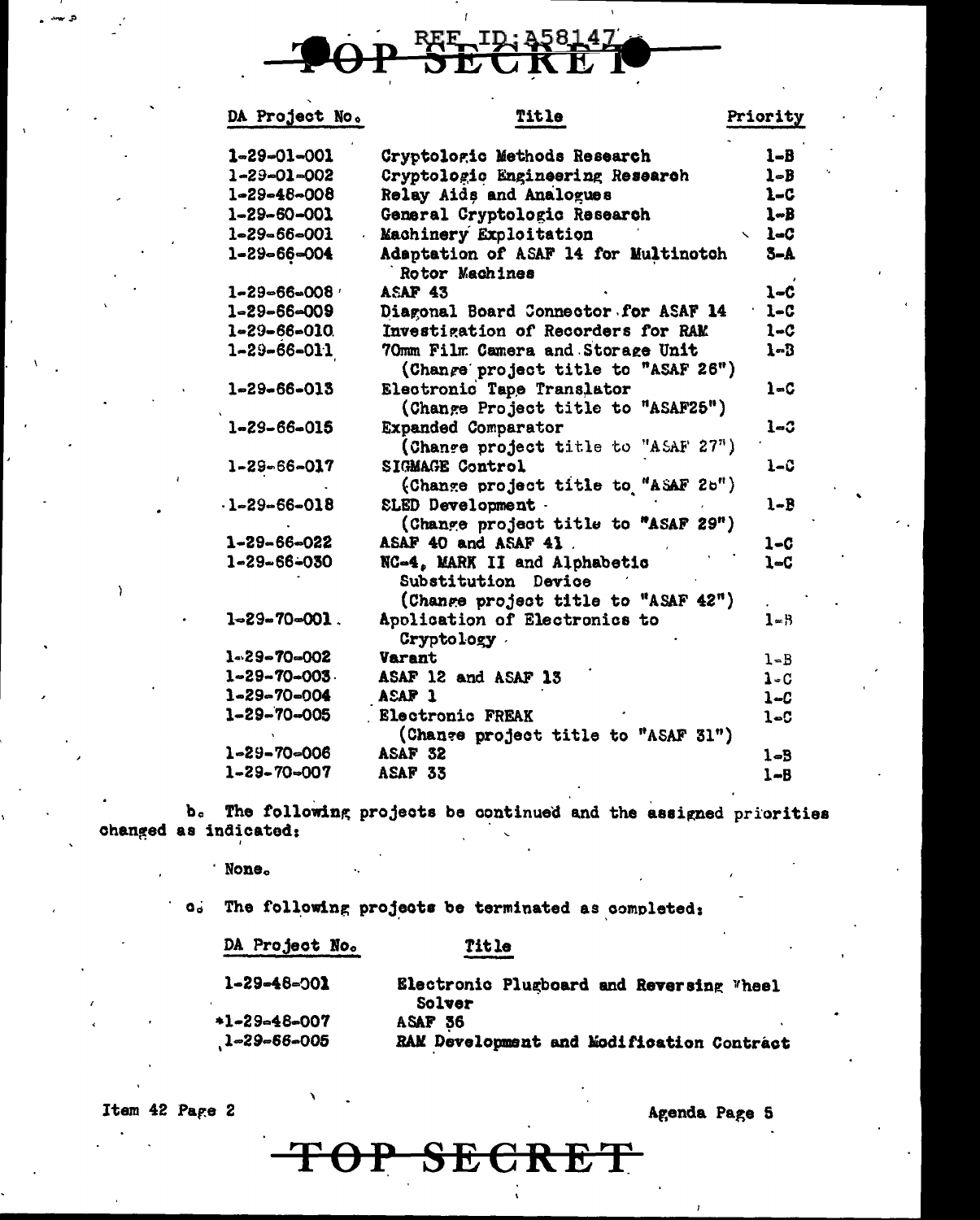TOP SECRET

| DA Project No. | Title | Priority |
|---|---|---|
| 1-29-01-001 | Cryptologic Methods Research | 1-B |
| 1-29-01-002 | Cryptologic Engineering Research | 1-B |
| 1-29-48-008 | Relay Aids and Analogues | 1-C |
| 1-29-60-001 | General Cryptologic Research | 1-B |
| 1-29-66-001 | Machinery Exploitation | 1-C |
| 1-29-66-004 | Adaptation of ASAF 14 for Multinotch Rotor Machines | 3-A |
| 1-29-66-008 | ASAF 43 | 1-C |
| 1-29-66-009 | Diagonal Board Connector for ASAF 14 | 1-C |
| 1-29-66-010 | Investigation of Recorders for RAM | 1-C |
| 1-29-66-011 | 70mm Film Camera and Storage Unit (Change project title to "ASAF 26") | 1-B |
| 1-29-66-013 | Electronic Tape Translator (Change Project title to "ASAF25") | 1-C |
| 1-29-66-015 | Expanded Comparator (Change project title to "ASAF 27") | 1-C |
| 1-29-66-017 | SIGMAGE Control (Change project title to "ASAF 28") | 1-C |
| 1-29-66-018 | SLED Development (Change project title to "ASAF 29") | 1-B |
| 1-29-66-022 | ASAF 40 and ASAF 41 | 1-C |
| 1-29-66-030 | NC-4, MARK II and Alphabetic Substitution Device (Change project title to "ASAF 42") | 1-C |
| 1-29-70-001 | Application of Electronics to Cryptology | 1-B |
| 1-29-70-002 | Varant | 1-B |
| 1-29-70-003 | ASAF 12 and ASAF 13 | 1-C |
| 1-29-70-004 | ASAF 1 | 1-C |
| 1-29-70-005 | Electronic FREAK (Change project title to "ASAF 31") | 1-C |
| 1-29-70-006 | ASAF 32 | 1-B |
| 1-29-70-007 | ASAF 33 | 1-B |

b. The following projects be continued and the assigned priorities changed as indicated:

None.

c. The following projects be terminated as completed:

| DA Project No. | Title |
|---|---|
| 1-29-48-001 | Electronic Plugboard and Reversing Wheel Solver |
| *1-29-48-007 | ASAF 36 |
| 1-29-66-005 | RAM Development and Modification Contract |

Item 42 Page 2

Agenda Page 5

TOP SECRET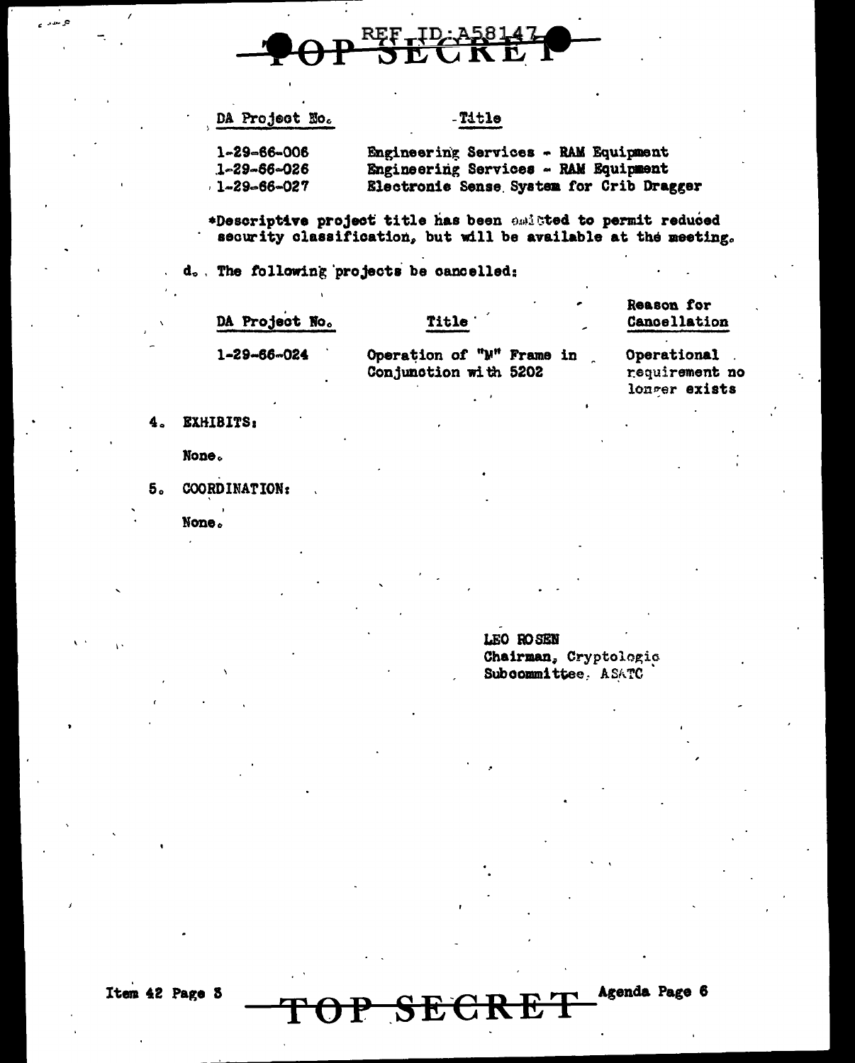| DA Project No. | Title |
|---|---|
| 1-29-66-006 | Engineering Services - RAM Equipment |
| 1-29-66-026 | Engineering Services - RAM Equipment |
| 1-29-66-027 | Electronic Sense System for Crib Dragger |

*Descriptive project title has been omitted to permit reduced security classification, but will be available at the meeting.

d. The following projects be cancelled:

| DA Project No. | Title | Reason for Cancellation |
|---|---|---|
| 1-29-66-024 | Operation of "M" Frame in Conjunction with 5202 | Operational requirement no longer exists |

4. EXHIBITS:

None.

5. COORDINATION:

None.

LEO ROSEN
Chairman, Cryptologic
Subcommittee, ASATC

Item 42 Page 3

Agenda Page 6